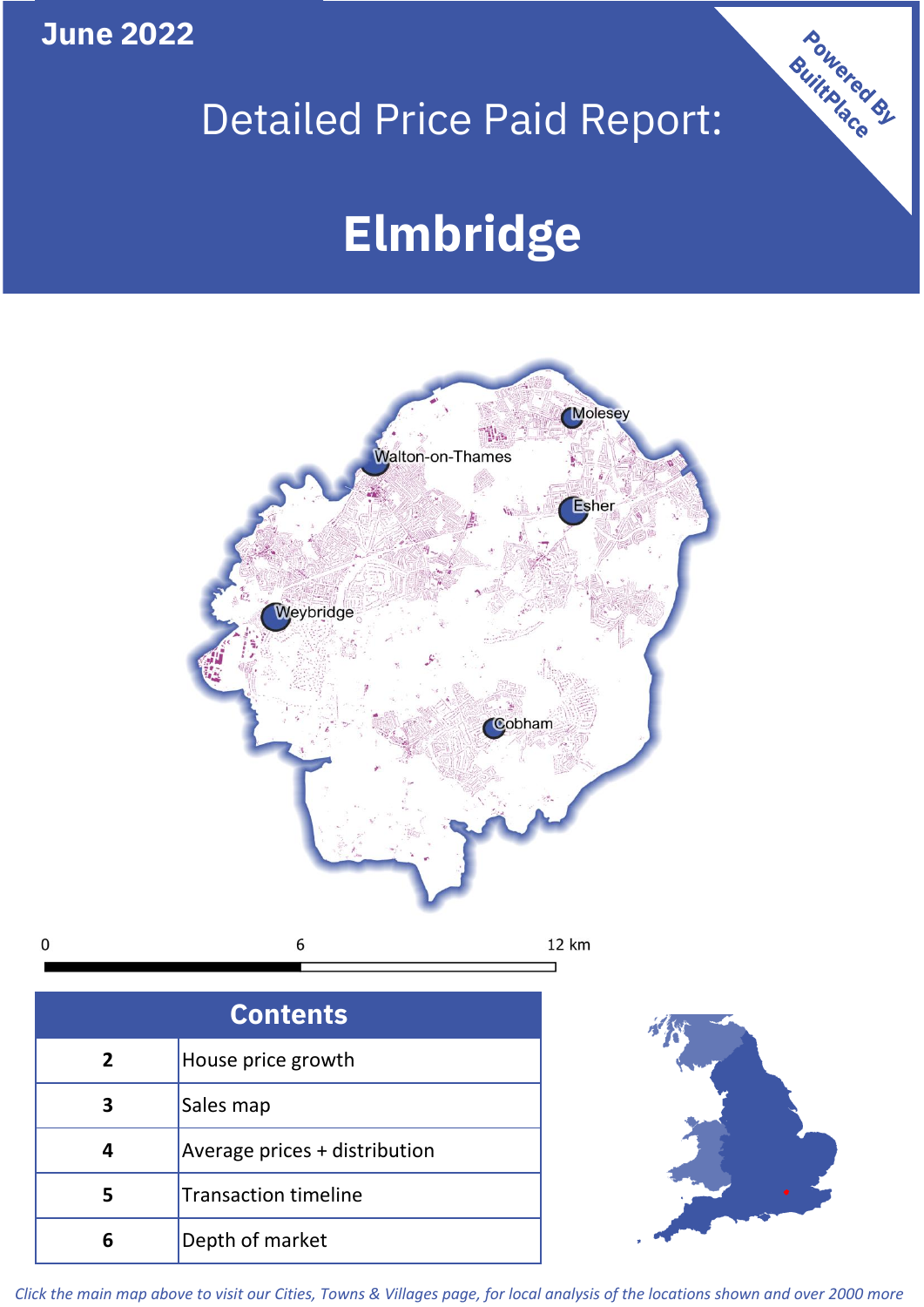June 2022

# Detailed Price Paid Report:

# Elmbridge

Powered By BuiltPlace

## Contents

| Page | Section |
|---|---|
| 2 | House price growth |
| 3 | Sales map |
| 4 | Average prices + distribution |
| 5 | Transaction timeline |
| 6 | Depth of market |

*Click the main map above to visit our Cities, Towns & Villages page, for local analysis of the locations shown and over 2000 more*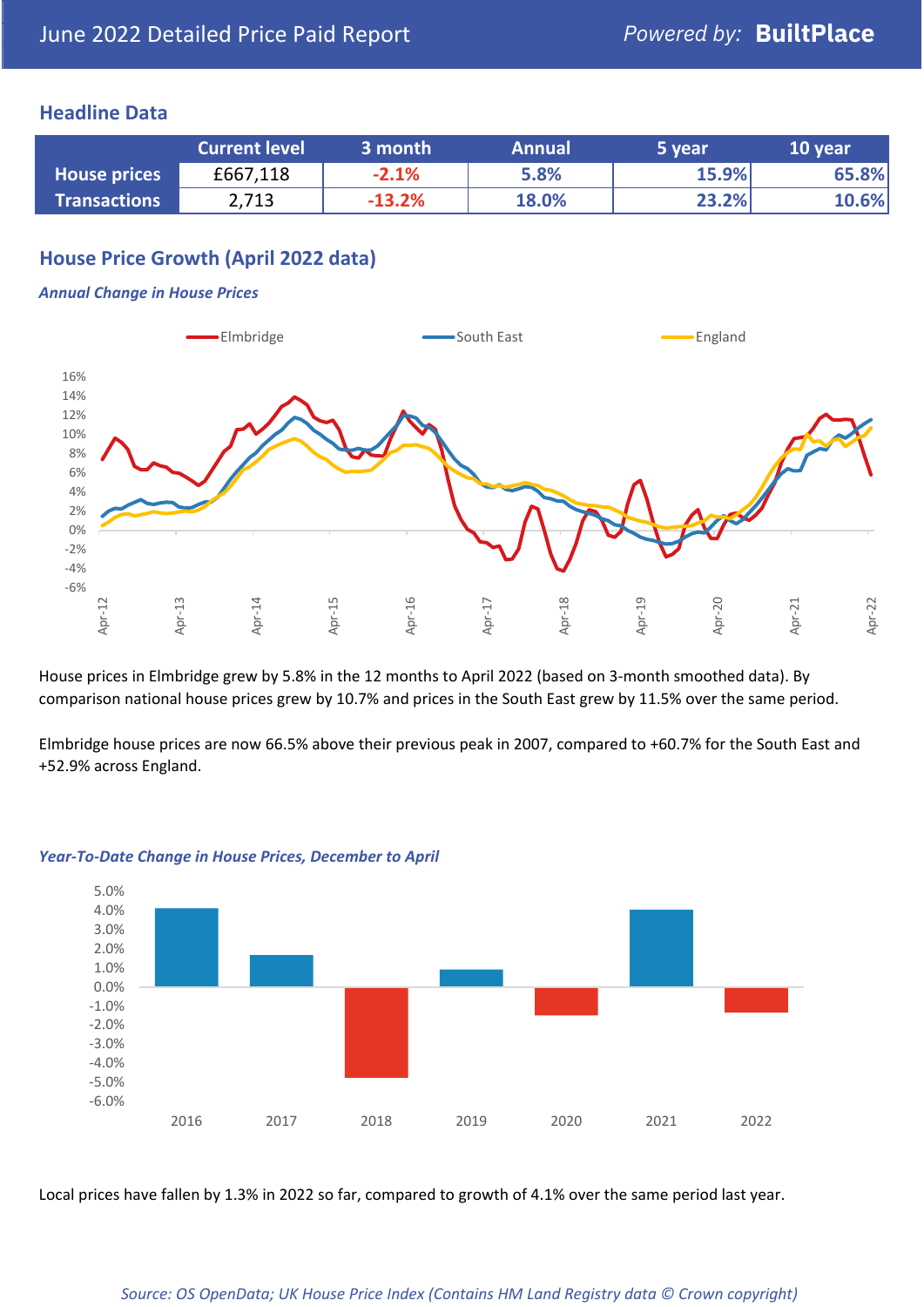June 2022 Detailed Price Paid Report

*Powered by:* **BuiltPlace**

## Headline Data

| | Current level | 3 month | Annual | 5 year | 10 year |
|---|---|---|---|---|---|
| **House prices** | £667,118 | -2.1% | 5.8% | 15.9% | 65.8% |
| **Transactions** | 2,713 | -13.2% | 18.0% | 23.2% | 10.6% |

## House Price Growth (April 2022 data)

***Annual Change in House Prices***

House prices in Elmbridge grew by 5.8% in the 12 months to April 2022 (based on 3-month smoothed data). By comparison national house prices grew by 10.7% and prices in the South East grew by 11.5% over the same period.

Elmbridge house prices are now 66.5% above their previous peak in 2007, compared to +60.7% for the South East and +52.9% across England.

***Year-To-Date Change in House Prices, December to April***

Local prices have fallen by 1.3% in 2022 so far, compared to growth of 4.1% over the same period last year.

*Source: OS OpenData; UK House Price Index (Contains HM Land Registry data © Crown copyright)*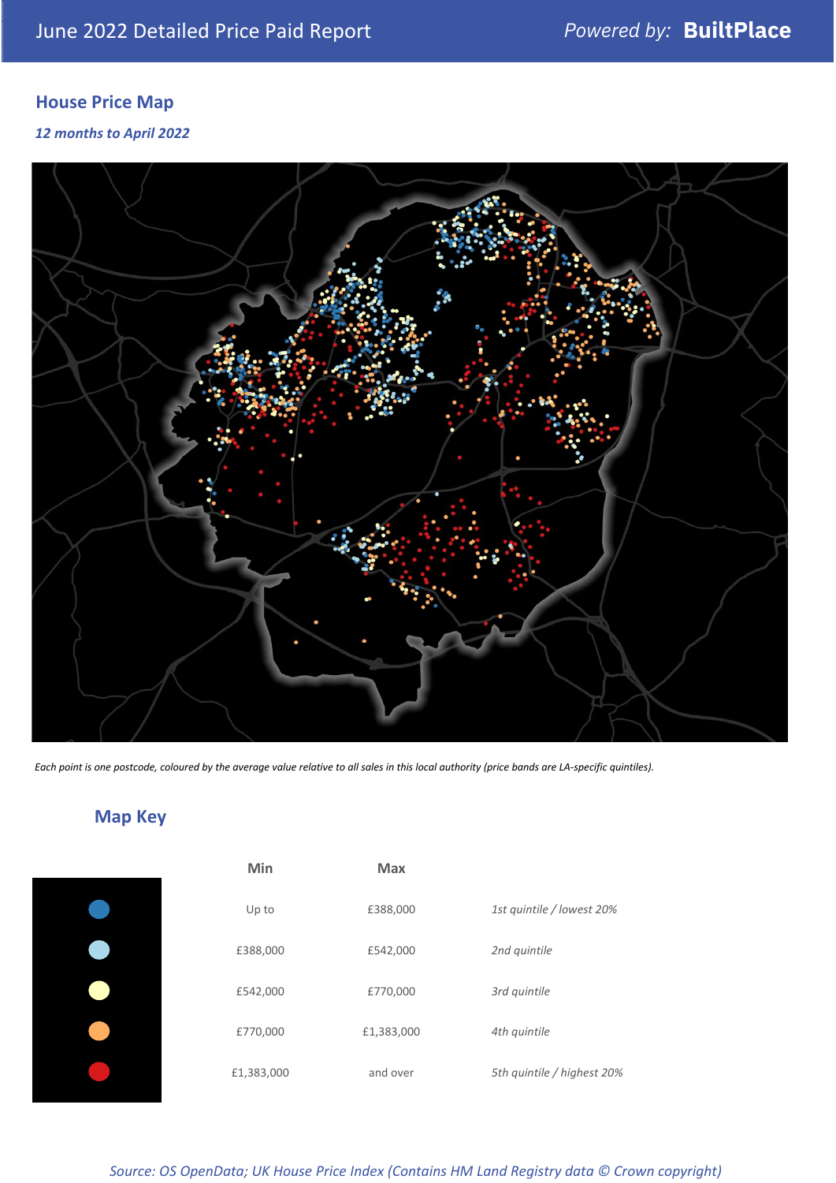June 2022 Detailed Price Paid Report

Powered by: **BuiltPlace**

## House Price Map

*12 months to April 2022*

*Each point is one postcode, coloured by the average value relative to all sales in this local authority (price bands are LA-specific quintiles).*

## Map Key

| | Min | Max | |
|---|---|---|---|
| ● | Up to | £388,000 | *1st quintile / lowest 20%* |
| ● | £388,000 | £542,000 | *2nd quintile* |
| ● | £542,000 | £770,000 | *3rd quintile* |
| ● | £770,000 | £1,383,000 | *4th quintile* |
| ● | £1,383,000 | and over | *5th quintile / highest 20%* |

*Source: OS OpenData; UK House Price Index (Contains HM Land Registry data © Crown copyright)*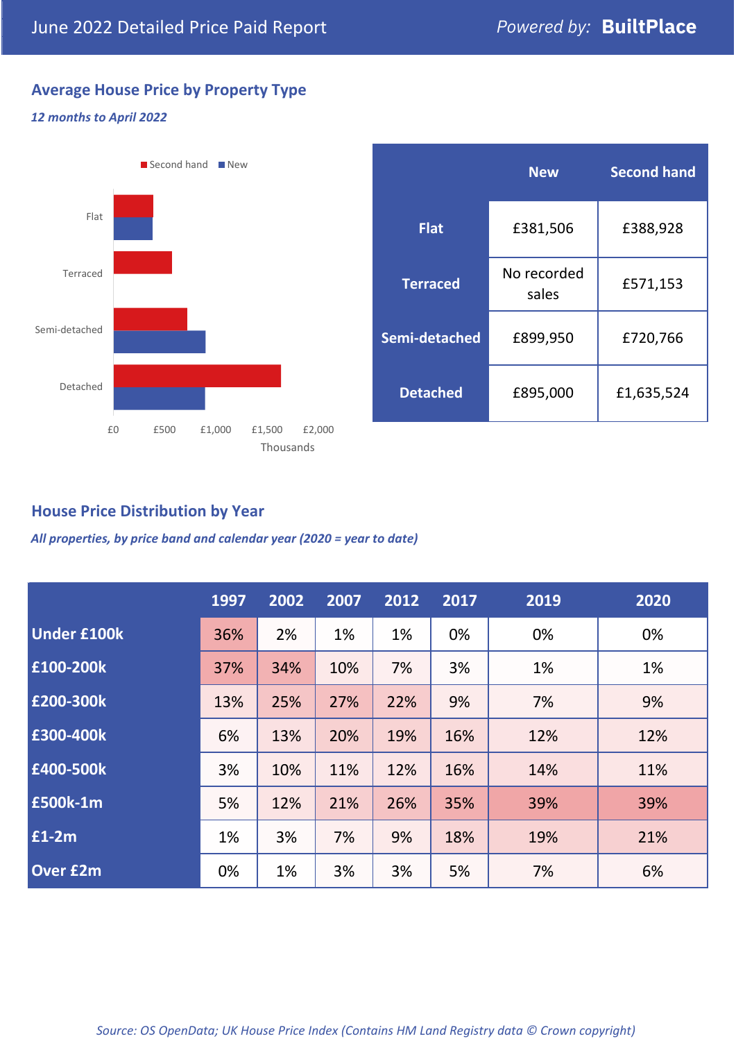# June 2022 Detailed Price Paid Report

*Powered by:* **BuiltPlace**

## Average House Price by Property Type

***12 months to April 2022***

|  | New | Second hand |
|---|---|---|
| **Flat** | £381,506 | £388,928 |
| **Terraced** | No recorded sales | £571,153 |
| **Semi-detached** | £899,950 | £720,766 |
| **Detached** | £895,000 | £1,635,524 |

## House Price Distribution by Year

***All properties, by price band and calendar year (2020 = year to date)***

|  | 1997 | 2002 | 2007 | 2012 | 2017 | 2019 | 2020 |
|---|---|---|---|---|---|---|---|
| **Under £100k** | 36% | 2% | 1% | 1% | 0% | 0% | 0% |
| **£100-200k** | 37% | 34% | 10% | 7% | 3% | 1% | 1% |
| **£200-300k** | 13% | 25% | 27% | 22% | 9% | 7% | 9% |
| **£300-400k** | 6% | 13% | 20% | 19% | 16% | 12% | 12% |
| **£400-500k** | 3% | 10% | 11% | 12% | 16% | 14% | 11% |
| **£500k-1m** | 5% | 12% | 21% | 26% | 35% | 39% | 39% |
| **£1-2m** | 1% | 3% | 7% | 9% | 18% | 19% | 21% |
| **Over £2m** | 0% | 1% | 3% | 3% | 5% | 7% | 6% |

*Source: OS OpenData; UK House Price Index (Contains HM Land Registry data © Crown copyright)*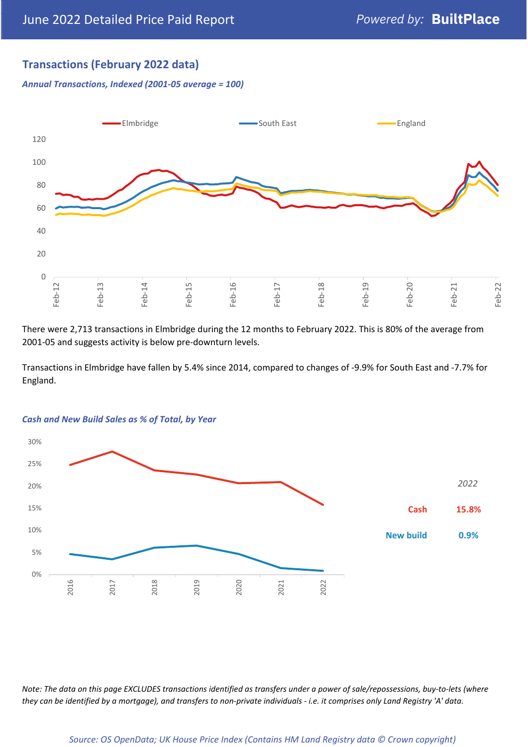## Transactions (February 2022 data)

*Annual Transactions, Indexed (2001-05 average = 100)*

There were 2,713 transactions in Elmbridge during the 12 months to February 2022. This is 80% of the average from 2001-05 and suggests activity is below pre-downturn levels.

Transactions in Elmbridge have fallen by 5.4% since 2014, compared to changes of -9.9% for South East and -7.7% for England.

*Cash and New Build Sales as % of Total, by Year*

| 2022 | |
|---|---|
| Cash | 15.8% |
| New build | 0.9% |

*Note: The data on this page EXCLUDES transactions identified as transfers under a power of sale/repossessions, buy-to-lets (where they can be identified by a mortgage), and transfers to non-private individuals - i.e. it comprises only Land Registry 'A' data.*

*Source: OS OpenData; UK House Price Index (Contains HM Land Registry data © Crown copyright)*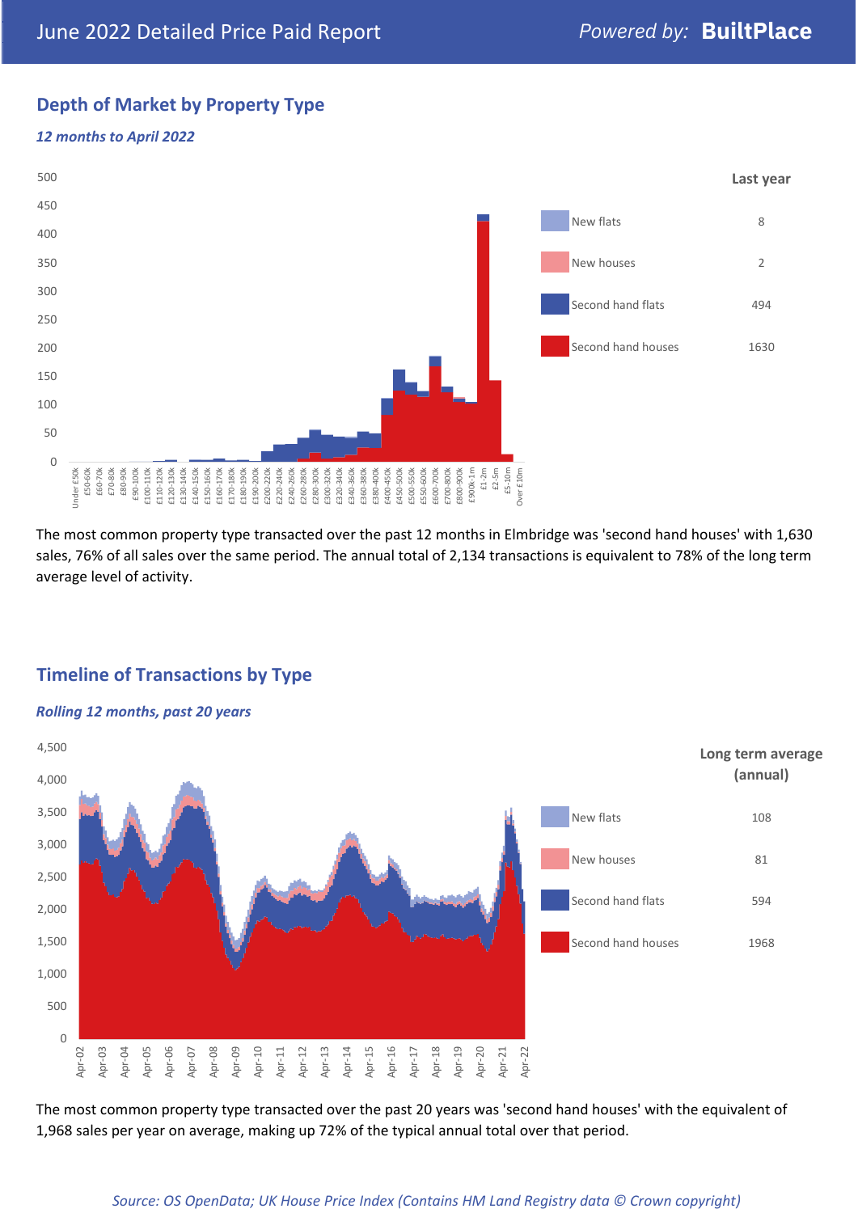June 2022 Detailed Price Paid Report

Powered by: **BuiltPlace**

## Depth of Market by Property Type

*12 months to April 2022*

500
450
400
350
300
250
200
150
100
50
0

Under £50k, £50-60k, £60-70k, £70-80k, £80-90k, £90-100k, £100-110k, £110-120k, £120-130k, £130-140k, £140-150k, £150-160k, £160-170k, £170-180k, £180-190k, £190-200k, £200-220k, £220-240k, £240-260k, £260-280k, £280-300k, £300-320k, £320-340k, £340-360k, £360-380k, £380-400k, £400-450k, £450-500k, £500-550k, £550-600k, £600-700k, £700-800k, £800-900k, £900k-1m, £1-2m, £2-5m, £5-10m, Over £10m

Last year

New flats 8

New houses 2

Second hand flats 494

Second hand houses 1630

The most common property type transacted over the past 12 months in Elmbridge was 'second hand houses' with 1,630 sales, 76% of all sales over the same period. The annual total of 2,134 transactions is equivalent to 78% of the long term average level of activity.

## Timeline of Transactions by Type

*Rolling 12 months, past 20 years*

4,500
4,000
3,500
3,000
2,500
2,000
1,500
1,000
500
0

Apr-02, Apr-03, Apr-04, Apr-05, Apr-06, Apr-07, Apr-08, Apr-09, Apr-10, Apr-11, Apr-12, Apr-13, Apr-14, Apr-15, Apr-16, Apr-17, Apr-18, Apr-19, Apr-20, Apr-21, Apr-22

Long term average (annual)

New flats 108

New houses 81

Second hand flats 594

Second hand houses 1968

The most common property type transacted over the past 20 years was 'second hand houses' with the equivalent of 1,968 sales per year on average, making up 72% of the typical annual total over that period.

*Source: OS OpenData; UK House Price Index (Contains HM Land Registry data © Crown copyright)*